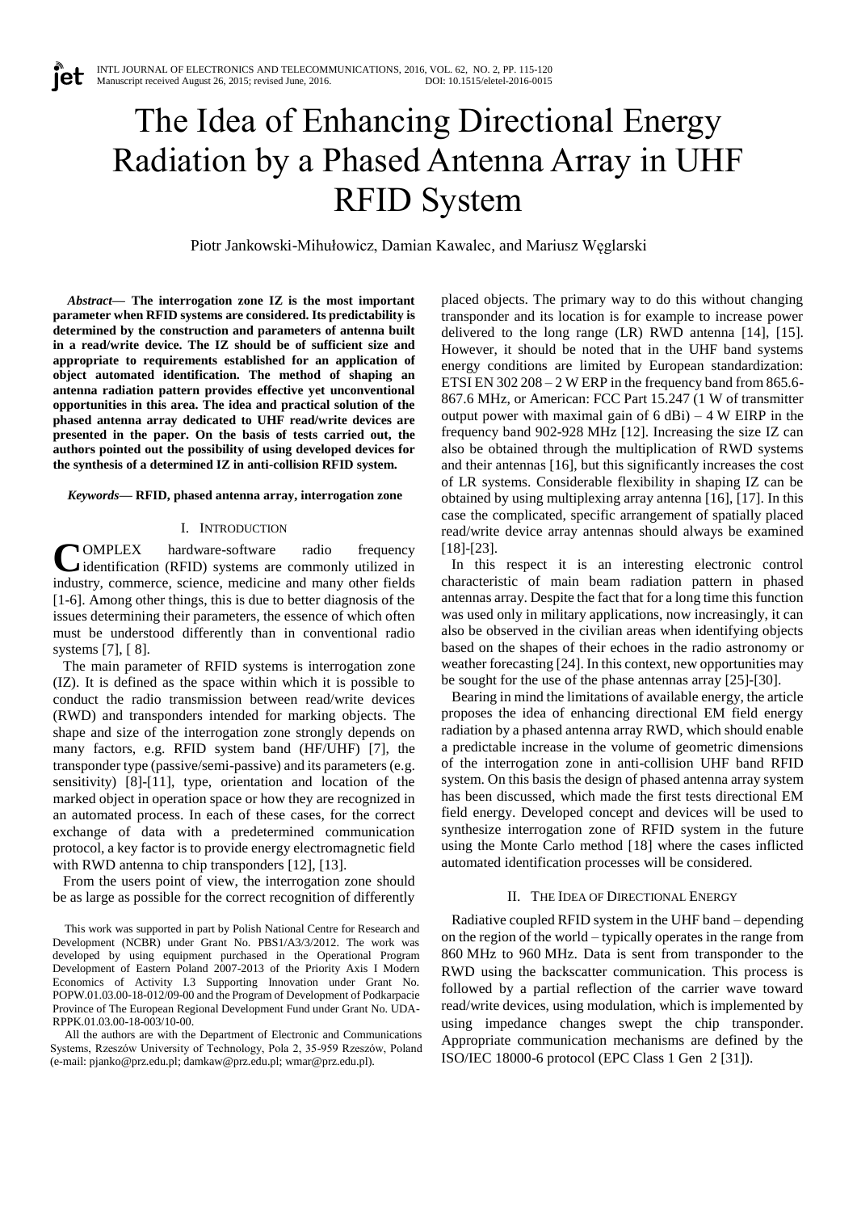# The Idea of Enhancing Directional Energy Radiation by a Phased Antenna Array in UHF RFID System

Piotr Jankowski-Mihułowicz, Damian Kawalec, and Mariusz Węglarski

***Abstract*— The interrogation zone IZ is the most important parameter when RFID systems are considered. Its predictability is determined by the construction and parameters of antenna built in a read/write device. The IZ should be of sufficient size and appropriate to requirements established for an application of object automated identification. The method of shaping an antenna radiation pattern provides effective yet unconventional opportunities in this area. The idea and practical solution of the phased antenna array dedicated to UHF read/write devices are presented in the paper. On the basis of tests carried out, the authors pointed out the possibility of using developed devices for the synthesis of a determined IZ in anti-collision RFID system.**

***Keywords*— RFID, phased antenna array, interrogation zone**

## I. Introduction

COMPLEX hardware-software radio frequency identification (RFID) systems are commonly utilized in industry, commerce, science, medicine and many other fields [1-6]. Among other things, this is due to better diagnosis of the issues determining their parameters, the essence of which often must be understood differently than in conventional radio systems [7], [ 8].

The main parameter of RFID systems is interrogation zone (IZ). It is defined as the space within which it is possible to conduct the radio transmission between read/write devices (RWD) and transponders intended for marking objects. The shape and size of the interrogation zone strongly depends on many factors, e.g. RFID system band (HF/UHF) [7], the transponder type (passive/semi-passive) and its parameters (e.g. sensitivity) [8]-[11], type, orientation and location of the marked object in operation space or how they are recognized in an automated process. In each of these cases, for the correct exchange of data with a predetermined communication protocol, a key factor is to provide energy electromagnetic field with RWD antenna to chip transponders [12], [13].

From the users point of view, the interrogation zone should be as large as possible for the correct recognition of differently placed objects. The primary way to do this without changing transponder and its location is for example to increase power delivered to the long range (LR) RWD antenna [14], [15]. However, it should be noted that in the UHF band systems energy conditions are limited by European standardization: ETSI EN 302 208 – 2 W ERP in the frequency band from 865.6-867.6 MHz, or American: FCC Part 15.247 (1 W of transmitter output power with maximal gain of 6 dBi) – 4 W EIRP in the frequency band 902-928 MHz [12]. Increasing the size IZ can also be obtained through the multiplication of RWD systems and their antennas [16], but this significantly increases the cost of LR systems. Considerable flexibility in shaping IZ can be obtained by using multiplexing array antenna [16], [17]. In this case the complicated, specific arrangement of spatially placed read/write device array antennas should always be examined [18]-[23].

In this respect it is an interesting electronic control characteristic of main beam radiation pattern in phased antennas array. Despite the fact that for a long time this function was used only in military applications, now increasingly, it can also be observed in the civilian areas when identifying objects based on the shapes of their echoes in the radio astronomy or weather forecasting [24]. In this context, new opportunities may be sought for the use of the phase antennas array [25]-[30].

Bearing in mind the limitations of available energy, the article proposes the idea of enhancing directional EM field energy radiation by a phased antenna array RWD, which should enable a predictable increase in the volume of geometric dimensions of the interrogation zone in anti-collision UHF band RFID system. On this basis the design of phased antenna array system has been discussed, which made the first tests directional EM field energy. Developed concept and devices will be used to synthesize interrogation zone of RFID system in the future using the Monte Carlo method [18] where the cases inflicted automated identification processes will be considered.

## II. The Idea of Directional Energy

Radiative coupled RFID system in the UHF band – depending on the region of the world – typically operates in the range from 860 MHz to 960 MHz. Data is sent from transponder to the RWD using the backscatter communication. This process is followed by a partial reflection of the carrier wave toward read/write devices, using modulation, which is implemented by using impedance changes swept the chip transponder. Appropriate communication mechanisms are defined by the ISO/IEC 18000-6 protocol (EPC Class 1 Gen 2 [31]).

This work was supported in part by Polish National Centre for Research and Development (NCBR) under Grant No. PBS1/A3/3/2012. The work was developed by using equipment purchased in the Operational Program Development of Eastern Poland 2007-2013 of the Priority Axis I Modern Economics of Activity I.3 Supporting Innovation under Grant No. POPW.01.03.00-18-012/09-00 and the Program of Development of Podkarpacie Province of The European Regional Development Fund under Grant No. UDA-RPPK.01.03.00-18-003/10-00.

All the authors are with the Department of Electronic and Communications Systems, Rzeszów University of Technology, Pola 2, 35-959 Rzeszów, Poland (e-mail: pjanko@prz.edu.pl; damkaw@prz.edu.pl; wmar@prz.edu.pl).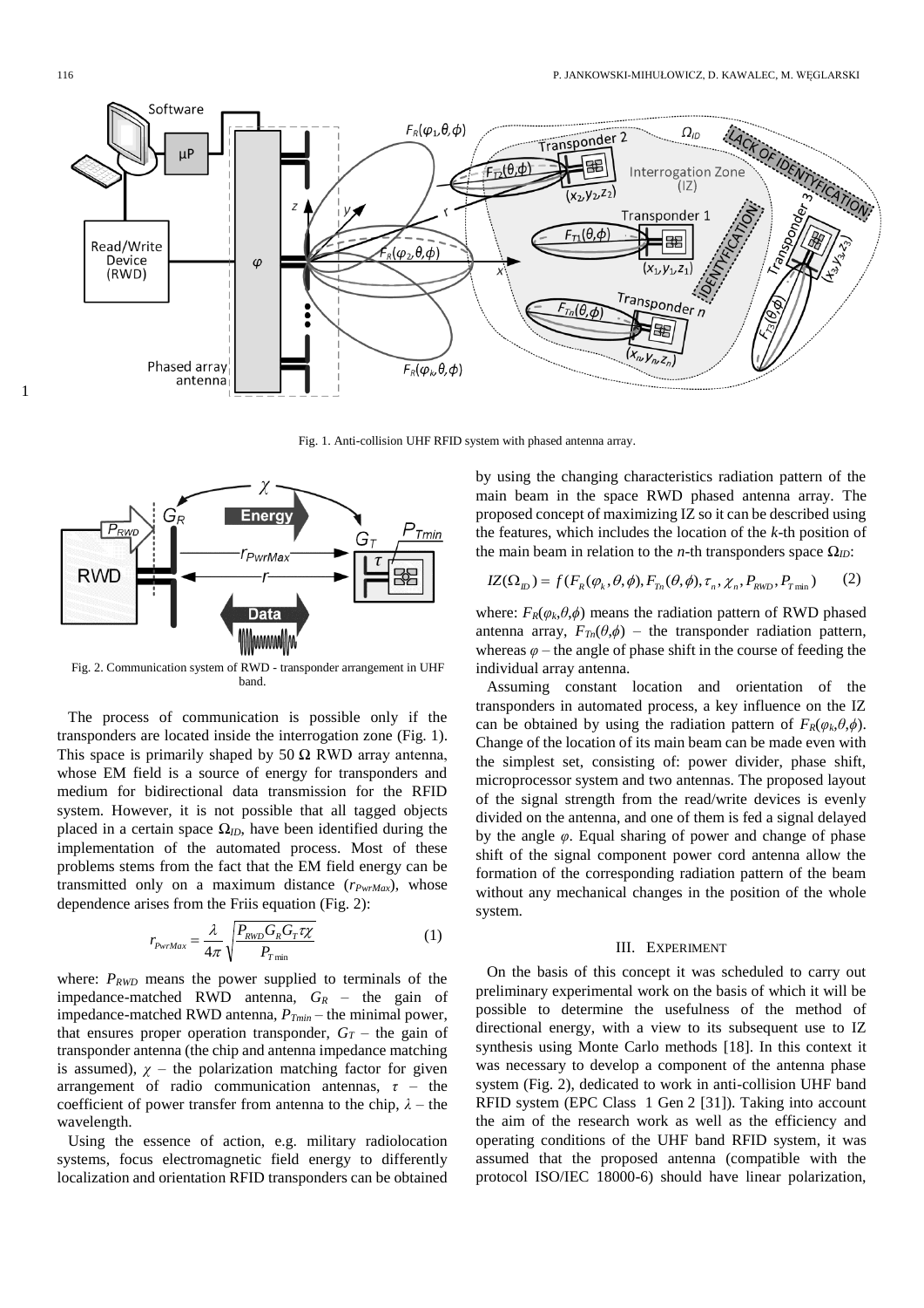Fig. 1. Anti-collision UHF RFID system with phased antenna array.

Fig. 2. Communication system of RWD - transponder arrangement in UHF band.

The process of communication is possible only if the transponders are located inside the interrogation zone (Fig. 1). This space is primarily shaped by 50 Ω RWD array antenna, whose EM field is a source of energy for transponders and medium for bidirectional data transmission for the RFID system. However, it is not possible that all tagged objects placed in a certain space $\Omega_{ID}$, have been identified during the implementation of the automated process. Most of these problems stems from the fact that the EM field energy can be transmitted only on a maximum distance ($r_{PwrMax}$), whose dependence arises from the Friis equation (Fig. 2):

$$r_{PwrMax} = \frac{\lambda}{4\pi}\sqrt{\frac{P_{RWD}G_R G_T \tau\chi}{P_{T\min}}} \tag{1}$$

where: $P_{RWD}$ means the power supplied to terminals of the impedance-matched RWD antenna, $G_R$ – the gain of impedance-matched RWD antenna, $P_{Tmin}$ – the minimal power, that ensures proper operation transponder, $G_T$ – the gain of transponder antenna (the chip and antenna impedance matching is assumed), $\chi$ – the polarization matching factor for given arrangement of radio communication antennas, $\tau$ – the coefficient of power transfer from antenna to the chip, $\lambda$ – the wavelength.

Using the essence of action, e.g. military radiolocation systems, focus electromagnetic field energy to differently localization and orientation RFID transponders can be obtained by using the changing characteristics radiation pattern of the main beam in the space RWD phased antenna array. The proposed concept of maximizing IZ so it can be described using the features, which includes the location of the *k*-th position of the main beam in relation to the *n*-th transponders space $\Omega_{ID}$:

$$IZ(\Omega_{ID}) = f(F_R(\varphi_k,\theta,\phi), F_{Tn}(\theta,\phi), \tau_n, \chi_n, P_{RWD}, P_{T\min}) \tag{2}$$

where: $F_R(\varphi_k,\theta,\phi)$ means the radiation pattern of RWD phased antenna array, $F_{Tn}(\theta,\phi)$ – the transponder radiation pattern, whereas $\varphi$ – the angle of phase shift in the course of feeding the individual array antenna.

Assuming constant location and orientation of the transponders in automated process, a key influence on the IZ can be obtained by using the radiation pattern of $F_R(\varphi_k,\theta,\phi)$. Change of the location of its main beam can be made even with the simplest set, consisting of: power divider, phase shift, microprocessor system and two antennas. The proposed layout of the signal strength from the read/write devices is evenly divided on the antenna, and one of them is fed a signal delayed by the angle $\varphi$. Equal sharing of power and change of phase shift of the signal component power cord antenna allow the formation of the corresponding radiation pattern of the beam without any mechanical changes in the position of the whole system.

## III. Experiment

On the basis of this concept it was scheduled to carry out preliminary experimental work on the basis of which it will be possible to determine the usefulness of the method of directional energy, with a view to its subsequent use to IZ synthesis using Monte Carlo methods [18]. In this context it was necessary to develop a component of the antenna phase system (Fig. 2), dedicated to work in anti-collision UHF band RFID system (EPC Class 1 Gen 2 [31]). Taking into account the aim of the research work as well as the efficiency and operating conditions of the UHF band RFID system, it was assumed that the proposed antenna (compatible with the protocol ISO/IEC 18000-6) should have linear polarization,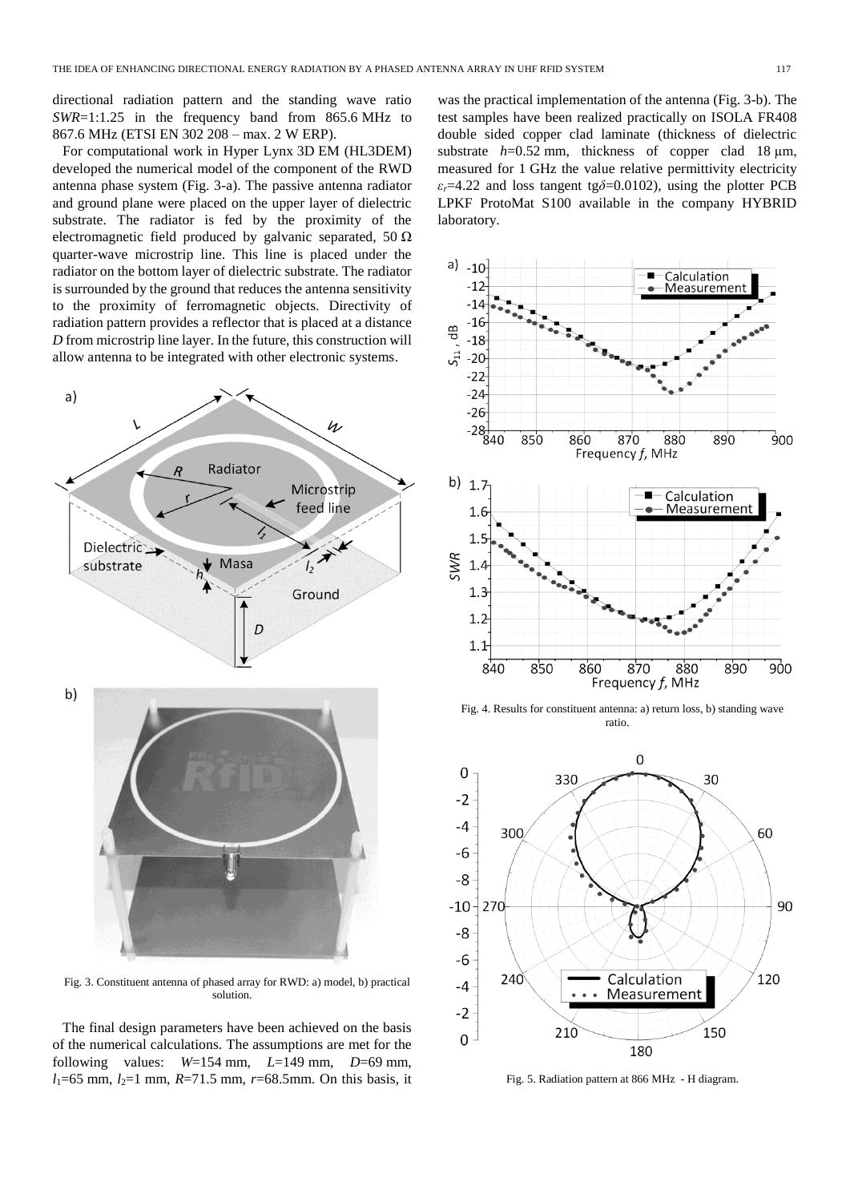directional radiation pattern and the standing wave ratio *SWR*=1:1.25 in the frequency band from 865.6 MHz to 867.6 MHz (ETSI EN 302 208 – max. 2 W ERP).

For computational work in Hyper Lynx 3D EM (HL3DEM) developed the numerical model of the component of the RWD antenna phase system (Fig. 3-a). The passive antenna radiator and ground plane were placed on the upper layer of dielectric substrate. The radiator is fed by the proximity of the electromagnetic field produced by galvanic separated, 50 Ω quarter-wave microstrip line. This line is placed under the radiator on the bottom layer of dielectric substrate. The radiator is surrounded by the ground that reduces the antenna sensitivity to the proximity of ferromagnetic objects. Directivity of radiation pattern provides a reflector that is placed at a distance *D* from microstrip line layer. In the future, this construction will allow antenna to be integrated with other electronic systems.

Fig. 3. Constituent antenna of phased array for RWD: a) model, b) practical solution.

The final design parameters have been achieved on the basis of the numerical calculations. The assumptions are met for the following values: $W$=154 mm, $L$=149 mm, $D$=69 mm, $l_1$=65 mm, $l_2$=1 mm, $R$=71.5 mm, $r$=68.5mm. On this basis, it was the practical implementation of the antenna (Fig. 3-b). The test samples have been realized practically on ISOLA FR408 double sided copper clad laminate (thickness of dielectric substrate $h$=0.52 mm, thickness of copper clad 18 μm, measured for 1 GHz the value relative permittivity electricity $\varepsilon_r$=4.22 and loss tangent tg$\delta$=0.0102), using the plotter PCB LPKF ProtoMat S100 available in the company HYBRID laboratory.

Fig. 4. Results for constituent antenna: a) return loss, b) standing wave ratio.

Fig. 5. Radiation pattern at 866 MHz - H diagram.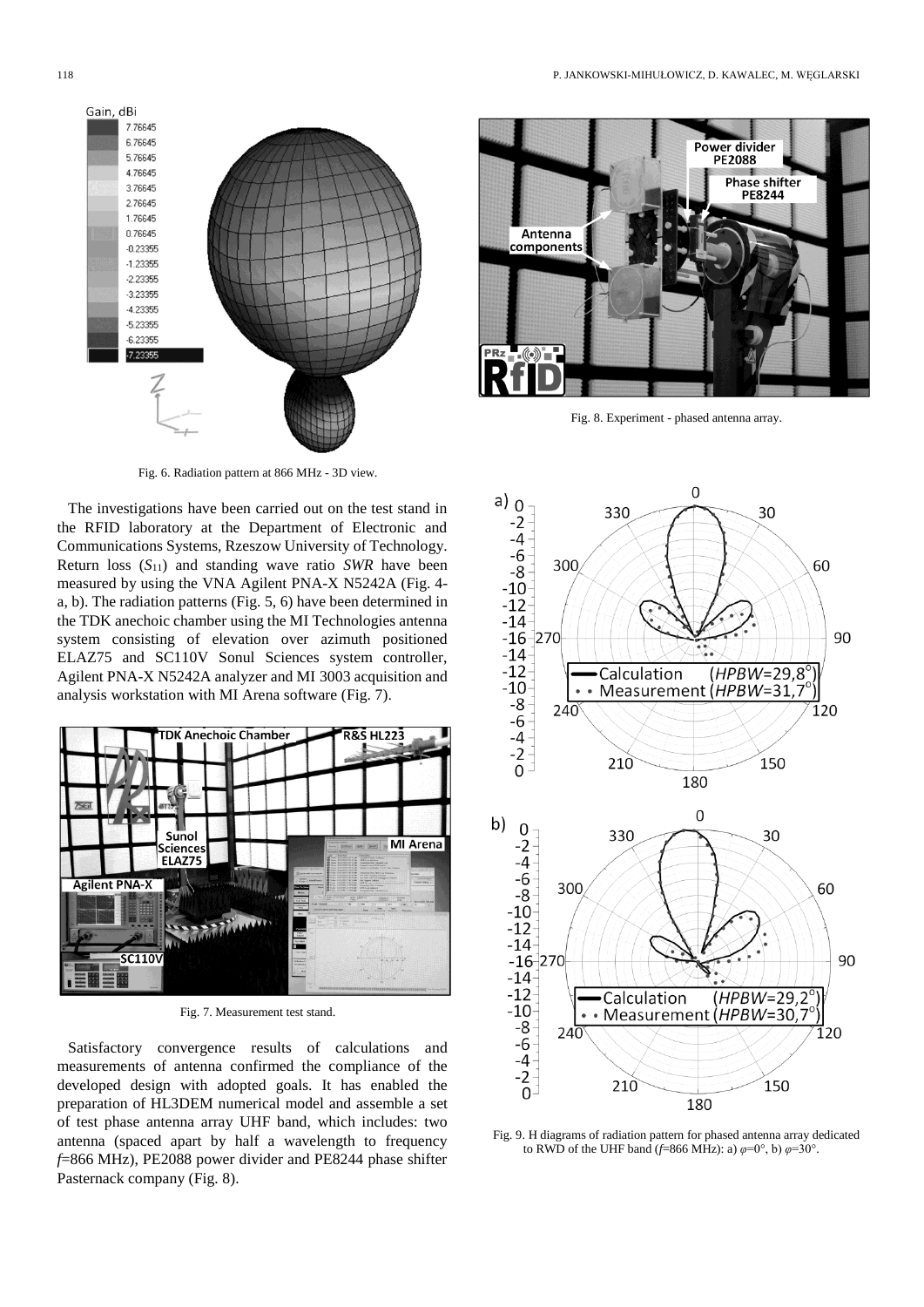Fig. 6. Radiation pattern at 866 MHz - 3D view.

The investigations have been carried out on the test stand in the RFID laboratory at the Department of Electronic and Communications Systems, Rzeszow University of Technology. Return loss ($S_{11}$) and standing wave ratio *SWR* have been measured by using the VNA Agilent PNA-X N5242A (Fig. 4-a, b). The radiation patterns (Fig. 5, 6) have been determined in the TDK anechoic chamber using the MI Technologies antenna system consisting of elevation over azimuth positioned ELAZ75 and SC110V Sonul Sciences system controller, Agilent PNA-X N5242A analyzer and MI 3003 acquisition and analysis workstation with MI Arena software (Fig. 7).

Fig. 7. Measurement test stand.

Satisfactory convergence results of calculations and measurements of antenna confirmed the compliance of the developed design with adopted goals. It has enabled the preparation of HL3DEM numerical model and assemble a set of test phase antenna array UHF band, which includes: two antenna (spaced apart by half a wavelength to frequency *f*=866 MHz), PE2088 power divider and PE8244 phase shifter Pasternack company (Fig. 8).

Fig. 8. Experiment - phased antenna array.

Fig. 9. H diagrams of radiation pattern for phased antenna array dedicated to RWD of the UHF band ($f$=866 MHz): a) $\varphi=0°$, b) $\varphi=30°$.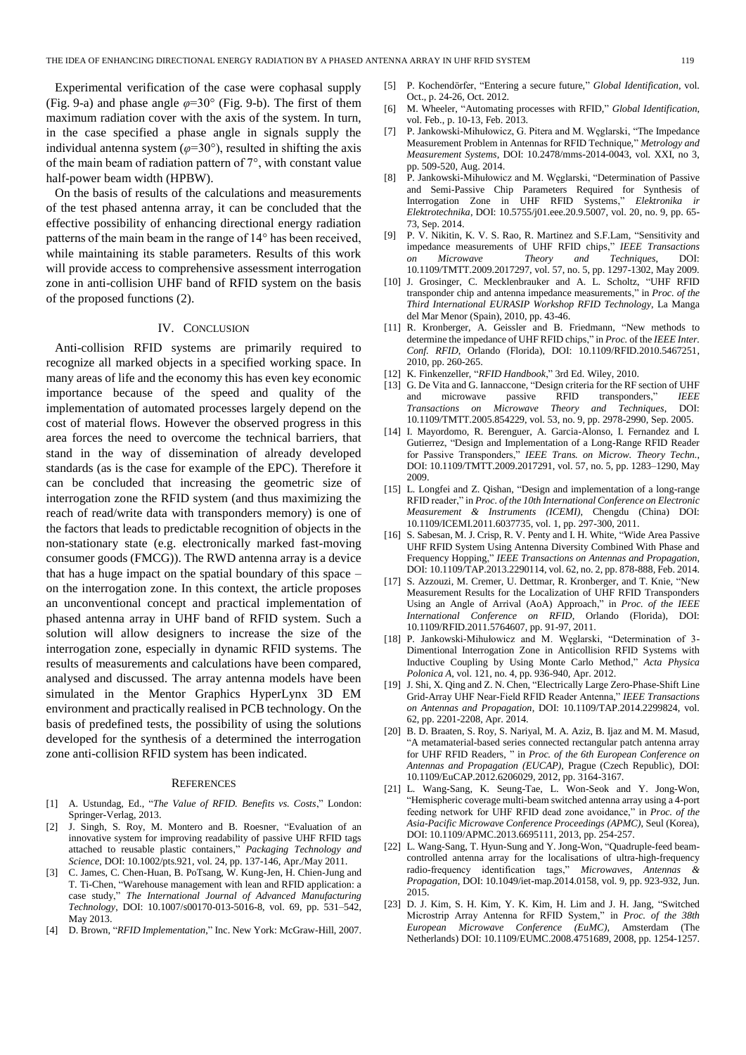Experimental verification of the case were cophasal supply (Fig. 9-a) and phase angle $\varphi$=30° (Fig. 9-b). The first of them maximum radiation cover with the axis of the system. In turn, in the case specified a phase angle in signals supply the individual antenna system ($\varphi$=30°), resulted in shifting the axis of the main beam of radiation pattern of 7°, with constant value half-power beam width (HPBW).

On the basis of results of the calculations and measurements of the test phased antenna array, it can be concluded that the effective possibility of enhancing directional energy radiation patterns of the main beam in the range of 14° has been received, while maintaining its stable parameters. Results of this work will provide access to comprehensive assessment interrogation zone in anti-collision UHF band of RFID system on the basis of the proposed functions (2).

## IV. Conclusion

Anti-collision RFID systems are primarily required to recognize all marked objects in a specified working space. In many areas of life and the economy this has even key economic importance because of the speed and quality of the implementation of automated processes largely depend on the cost of material flows. However the observed progress in this area forces the need to overcome the technical barriers, that stand in the way of dissemination of already developed standards (as is the case for example of the EPC). Therefore it can be concluded that increasing the geometric size of interrogation zone the RFID system (and thus maximizing the reach of read/write data with transponders memory) is one of the factors that leads to predictable recognition of objects in the non-stationary state (e.g. electronically marked fast-moving consumer goods (FMCG)). The RWD antenna array is a device that has a huge impact on the spatial boundary of this space – on the interrogation zone. In this context, the article proposes an unconventional concept and practical implementation of phased antenna array in UHF band of RFID system. Such a solution will allow designers to increase the size of the interrogation zone, especially in dynamic RFID systems. The results of measurements and calculations have been compared, analysed and discussed. The array antenna models have been simulated in the Mentor Graphics HyperLynx 3D EM environment and practically realised in PCB technology. On the basis of predefined tests, the possibility of using the solutions developed for the synthesis of a determined the interrogation zone anti-collision RFID system has been indicated.

## References

[1] A. Ustundag, Ed., "*The Value of RFID. Benefits vs. Costs*," London: Springer-Verlag, 2013.

[2] J. Singh, S. Roy, M. Montero and B. Roesner, "Evaluation of an innovative system for improving readability of passive UHF RFID tags attached to reusable plastic containers," *Packaging Technology and Science*, DOI: 10.1002/pts.921, vol. 24, pp. 137-146, Apr./May 2011.

[3] C. James, C. Chen-Huan, B. PoTsang, W. Kung-Jen, H. Chien-Jung and T. Ti-Chen, "Warehouse management with lean and RFID application: a case study," *The International Journal of Advanced Manufacturing Technology*, DOI: 10.1007/s00170-013-5016-8, vol. 69, pp. 531–542, May 2013.

[4] D. Brown, "*RFID Implementation*," Inc. New York: McGraw-Hill, 2007.

[5] P. Kochendörfer, "Entering a secure future," *Global Identification*, vol. Oct., p. 24-26, Oct. 2012.

[6] M. Wheeler, "Automating processes with RFID," *Global Identification*, vol. Feb., p. 10-13, Feb. 2013.

[7] P. Jankowski-Mihułowicz, G. Pitera and M. Węglarski, "The Impedance Measurement Problem in Antennas for RFID Technique," *Metrology and Measurement Systems*, DOI: 10.2478/mms-2014-0043, vol. XXI, no 3, pp. 509-520, Aug. 2014.

[8] P. Jankowski-Mihułowicz and M. Węglarski, "Determination of Passive and Semi-Passive Chip Parameters Required for Synthesis of Interrogation Zone in UHF RFID Systems," *Elektronika ir Elektrotechnika*, DOI: 10.5755/j01.eee.20.9.5007, vol. 20, no. 9, pp. 65-73, Sep. 2014.

[9] P. V. Nikitin, K. V. S. Rao, R. Martinez and S.F.Lam, "Sensitivity and impedance measurements of UHF RFID chips," *IEEE Transactions on Microwave Theory and Techniques*, DOI: 10.1109/TMTT.2009.2017297, vol. 57, no. 5, pp. 1297-1302, May 2009.

[10] J. Grosinger, C. Mecklenbrauker and A. L. Scholtz, "UHF RFID transponder chip and antenna impedance measurements," in *Proc. of the Third International EURASIP Workshop RFID Technology*, La Manga del Mar Menor (Spain), 2010, pp. 43-46.

[11] R. Kronberger, A. Geissler and B. Friedmann, "New methods to determine the impedance of UHF RFID chips," in *Proc.* of the *IEEE Inter. Conf. RFID*, Orlando (Florida), DOI: 10.1109/RFID.2010.5467251, 2010, pp. 260-265.

[12] K. Finkenzeller, "*RFID Handbook*," 3rd Ed. Wiley, 2010.

[13] G. De Vita and G. Iannaccone, "Design criteria for the RF section of UHF and microwave passive RFID transponders," *IEEE Transactions on Microwave Theory and Techniques*, DOI: 10.1109/TMTT.2005.854229, vol. 53, no. 9, pp. 2978-2990, Sep. 2005.

[14] I. Mayordomo, R. Berenguer, A. Garcia-Alonso, I. Fernandez and I. Gutierrez, "Design and Implementation of a Long-Range RFID Reader for Passive Transponders," *IEEE Trans. on Microw. Theory Techn.*, DOI: 10.1109/TMTT.2009.2017291, vol. 57, no. 5, pp. 1283–1290, May 2009.

[15] L. Longfei and Z. Qishan, "Design and implementation of a long-range RFID reader," in *Proc. of the 10th International Conference on Electronic Measurement & Instruments (ICEMI)*, Chengdu (China) DOI: 10.1109/ICEMI.2011.6037735, vol. 1, pp. 297-300, 2011.

[16] S. Sabesan, M. J. Crisp, R. V. Penty and I. H. White, "Wide Area Passive UHF RFID System Using Antenna Diversity Combined With Phase and Frequency Hopping," *IEEE Transactions on Antennas and Propagation*, DOI: 10.1109/TAP.2013.2290114, vol. 62, no. 2, pp. 878-888, Feb. 2014.

[17] S. Azzouzi, M. Cremer, U. Dettmar, R. Kronberger, and T. Knie, "New Measurement Results for the Localization of UHF RFID Transponders Using an Angle of Arrival (AoA) Approach," in *Proc. of the IEEE International Conference on RFID*, Orlando (Florida), DOI: 10.1109/RFID.2011.5764607, pp. 91-97, 2011.

[18] P. Jankowski-Mihułowicz and M. Węglarski, "Determination of 3-Dimentional Interrogation Zone in Anticollision RFID Systems with Inductive Coupling by Using Monte Carlo Method," *Acta Physica Polonica A*, vol. 121, no. 4, pp. 936-940, Apr. 2012.

[19] J. Shi, X. Qing and Z. N. Chen, "Electrically Large Zero-Phase-Shift Line Grid-Array UHF Near-Field RFID Reader Antenna," *IEEE Transactions on Antennas and Propagation*, DOI: 10.1109/TAP.2014.2299824, vol. 62, pp. 2201-2208, Apr. 2014.

[20] B. D. Braaten, S. Roy, S. Nariyal, M. A. Aziz, B. Ijaz and M. M. Masud, "A metamaterial-based series connected rectangular patch antenna array for UHF RFID Readers, " in *Proc. of the 6th European Conference on Antennas and Propagation (EUCAP)*, Prague (Czech Republic), DOI: 10.1109/EuCAP.2012.6206029, 2012, pp. 3164-3167.

[21] L. Wang-Sang, K. Seung-Tae, L. Won-Seok and Y. Jong-Won, "Hemispheric coverage multi-beam switched antenna array using a 4-port feeding network for UHF RFID dead zone avoidance," in *Proc. of the Asia-Pacific Microwave Conference Proceedings (APMC)*, Seul (Korea), DOI: 10.1109/APMC.2013.6695111, 2013, pp. 254-257.

[22] L. Wang-Sang, T. Hyun-Sung and Y. Jong-Won, "Quadruple-feed beam-controlled antenna array for the localisations of ultra-high-frequency radio-frequency identification tags," *Microwaves, Antennas & Propagation*, DOI: 10.1049/iet-map.2014.0158, vol. 9, pp. 923-932, Jun. 2015.

[23] D. J. Kim, S. H. Kim, Y. K. Kim, H. Lim and J. H. Jang, "Switched Microstrip Array Antenna for RFID System," in *Proc. of the 38th European Microwave Conference (EuMC)*, Amsterdam (The Netherlands) DOI: 10.1109/EUMC.2008.4751689, 2008, pp. 1254-1257.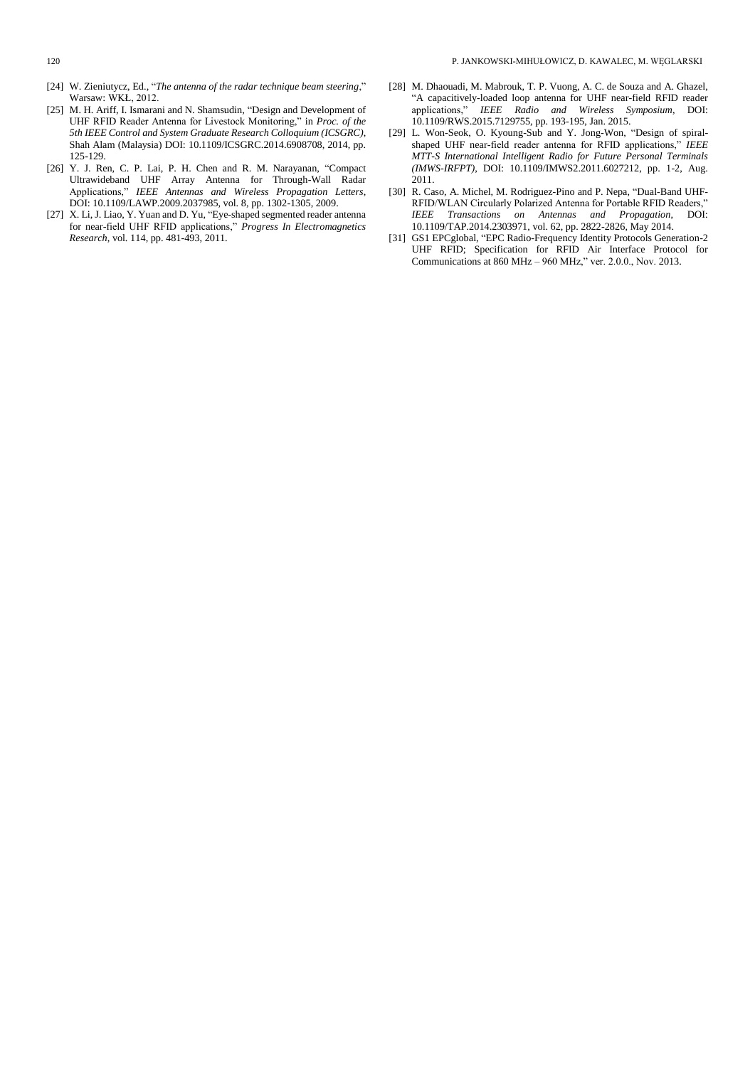[24] W. Zieniutycz, Ed., "*The antenna of the radar technique beam steering*," Warsaw: WKŁ, 2012.

[25] M. H. Ariff, I. Ismarani and N. Shamsudin, "Design and Development of UHF RFID Reader Antenna for Livestock Monitoring," in *Proc. of the 5th IEEE Control and System Graduate Research Colloquium (ICSGRC)*, Shah Alam (Malaysia) DOI: 10.1109/ICSGRC.2014.6908708, 2014, pp. 125-129.

[26] Y. J. Ren, C. P. Lai, P. H. Chen and R. M. Narayanan, "Compact Ultrawideband UHF Array Antenna for Through-Wall Radar Applications," *IEEE Antennas and Wireless Propagation Letters*, DOI: 10.1109/LAWP.2009.2037985, vol. 8, pp. 1302-1305, 2009.

[27] X. Li, J. Liao, Y. Yuan and D. Yu, "Eye-shaped segmented reader antenna for near-field UHF RFID applications," *Progress In Electromagnetics Research*, vol. 114, pp. 481-493, 2011.

[28] M. Dhaouadi, M. Mabrouk, T. P. Vuong, A. C. de Souza and A. Ghazel, "A capacitively-loaded loop antenna for UHF near-field RFID reader applications," *IEEE Radio and Wireless Symposium*, DOI: 10.1109/RWS.2015.7129755, pp. 193-195, Jan. 2015.

[29] L. Won-Seok, O. Kyoung-Sub and Y. Jong-Won, "Design of spiral-shaped UHF near-field reader antenna for RFID applications," *IEEE MTT-S International Intelligent Radio for Future Personal Terminals (IMWS-IRFPT)*, DOI: 10.1109/IMWS2.2011.6027212, pp. 1-2, Aug. 2011.

[30] R. Caso, A. Michel, M. Rodriguez-Pino and P. Nepa, "Dual-Band UHF-RFID/WLAN Circularly Polarized Antenna for Portable RFID Readers," *IEEE Transactions on Antennas and Propagation*, DOI: 10.1109/TAP.2014.2303971, vol. 62, pp. 2822-2826, May 2014.

[31] GS1 EPCglobal, "EPC Radio-Frequency Identity Protocols Generation-2 UHF RFID; Specification for RFID Air Interface Protocol for Communications at 860 MHz – 960 MHz," ver. 2.0.0., Nov. 2013.